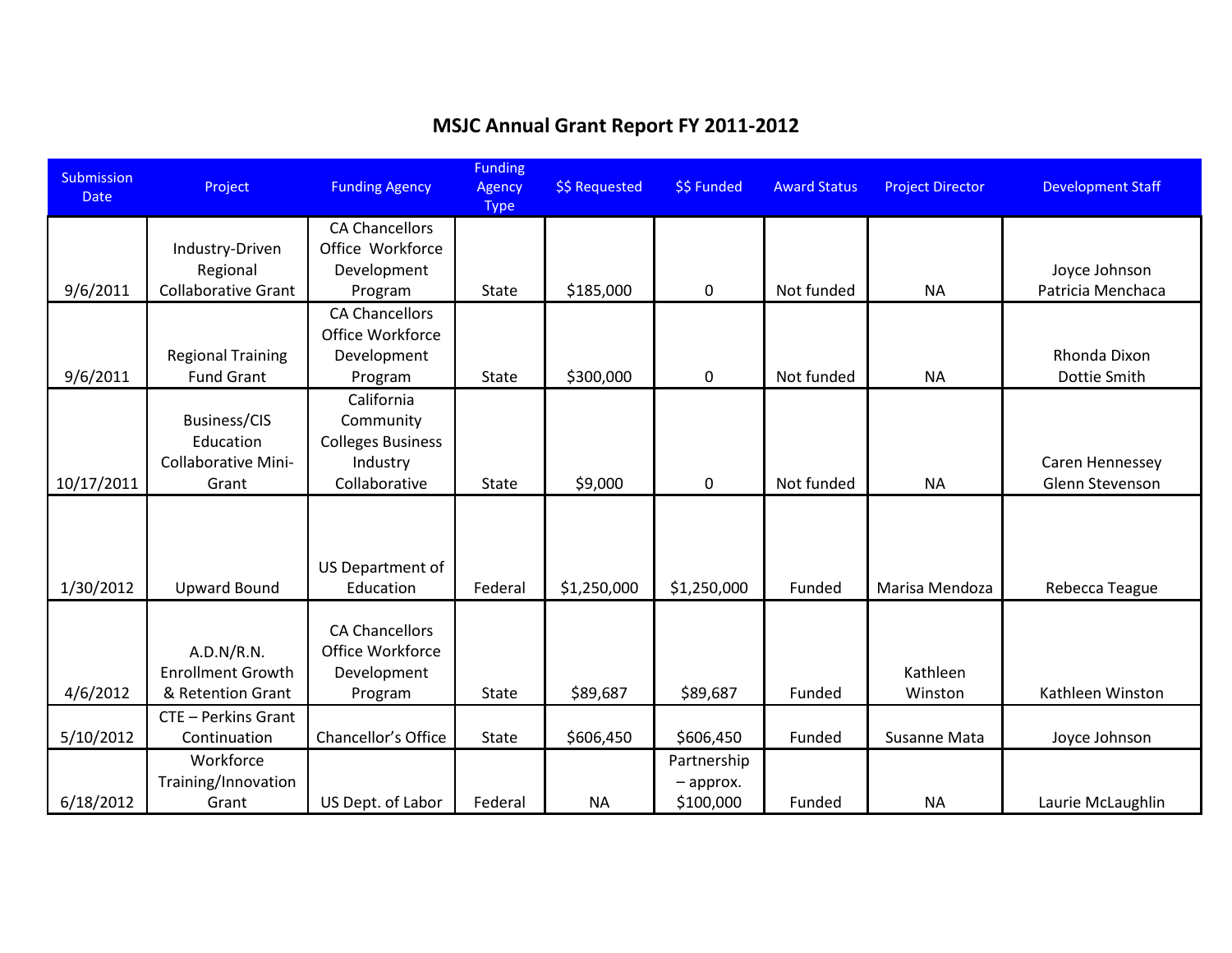# MSJC Annual Grant Report FY 2011-2012

| Submission Date | Project | Funding Agency | Funding Agency Type | $$ Requested | $$ Funded | Award Status | Project Director | Development Staff |
|---|---|---|---|---|---|---|---|---|
| 9/6/2011 | Industry-Driven Regional Collaborative Grant | CA Chancellors Office Workforce Development Program | State | $185,000 | 0 | Not funded | NA | Joyce Johnson Patricia Menchaca |
| 9/6/2011 | Regional Training Fund Grant | CA Chancellors Office Workforce Development Program | State | $300,000 | 0 | Not funded | NA | Rhonda Dixon Dottie Smith |
| 10/17/2011 | Business/CIS Education Collaborative Mini-Grant | California Community Colleges Business Industry Collaborative | State | $9,000 | 0 | Not funded | NA | Caren Hennessey Glenn Stevenson |
| 1/30/2012 | Upward Bound | US Department of Education | Federal | $1,250,000 | $1,250,000 | Funded | Marisa Mendoza | Rebecca Teague |
| 4/6/2012 | A.D.N/R.N. Enrollment Growth & Retention Grant | CA Chancellors Office Workforce Development Program | State | $89,687 | $89,687 | Funded | Kathleen Winston | Kathleen Winston |
| 5/10/2012 | CTE – Perkins Grant Continuation | Chancellor's Office | State | $606,450 | $606,450 | Funded | Susanne Mata | Joyce Johnson |
| 6/18/2012 | Workforce Training/Innovation Grant | US Dept. of Labor | Federal | NA | Partnership – approx. $100,000 | Funded | NA | Laurie McLaughlin |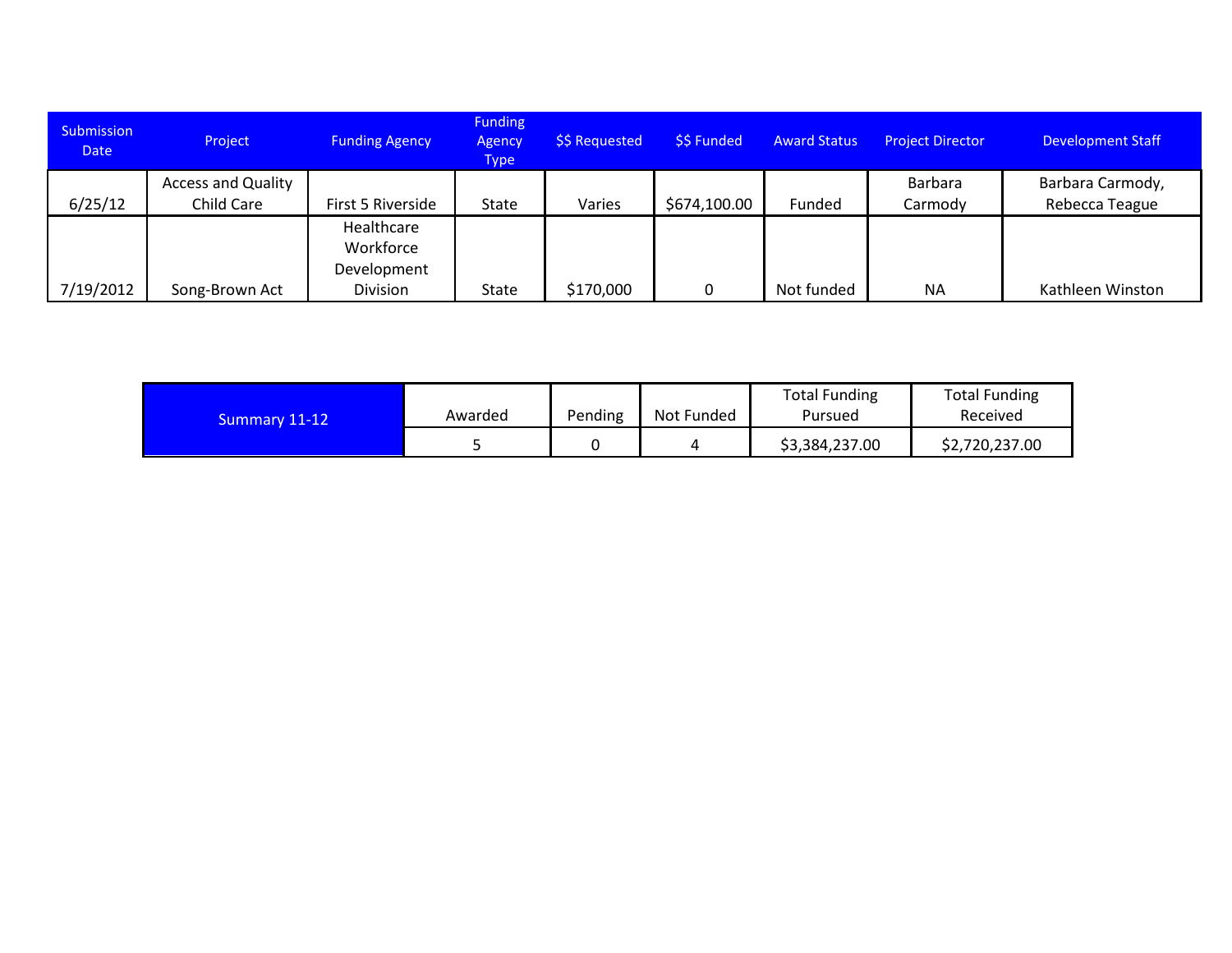| Submission Date | Project | Funding Agency | Funding Agency Type | $$ Requested | $$ Funded | Award Status | Project Director | Development Staff |
|---|---|---|---|---|---|---|---|---|
| 6/25/12 | Access and Quality Child Care | First 5 Riverside | State | Varies | $674,100.00 | Funded | Barbara Carmody | Barbara Carmody, Rebecca Teague |
| 7/19/2012 | Song-Brown Act | Healthcare Workforce Development Division | State | $170,000 | 0 | Not funded | NA | Kathleen Winston |

| Summary 11-12 | Awarded | Pending | Not Funded | Total Funding Pursued | Total Funding Received |
|---|---|---|---|---|---|
| | 5 | 0 | 4 | $3,384,237.00 | $2,720,237.00 |